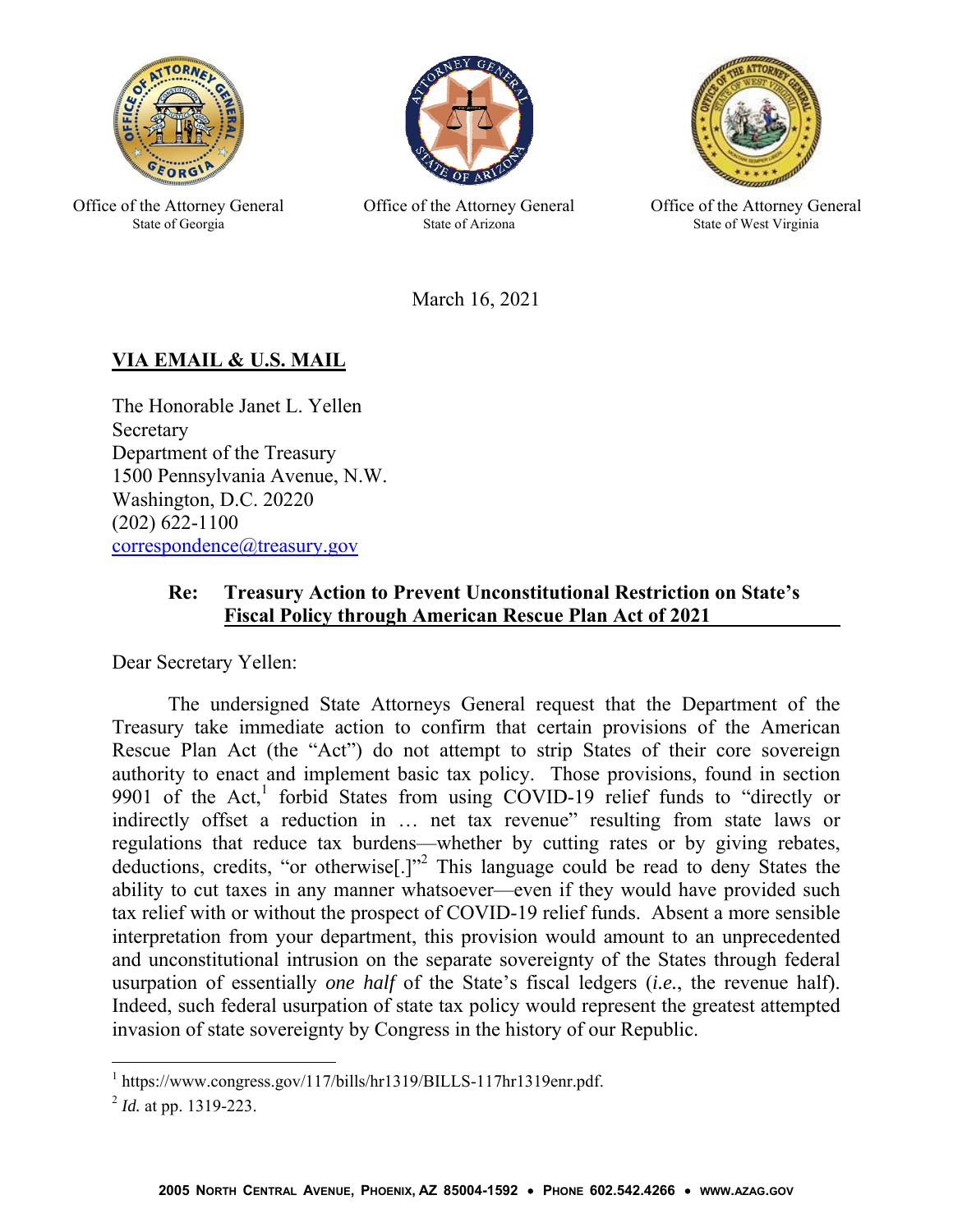Office of the Attorney General
State of Georgia

Office of the Attorney General
State of Arizona

Office of the Attorney General
State of West Virginia

March 16, 2021

**VIA EMAIL & U.S. MAIL**

The Honorable Janet L. Yellen
Secretary
Department of the Treasury
1500 Pennsylvania Avenue, N.W.
Washington, D.C. 20220
(202) 622-1100
correspondence@treasury.gov

**Re: Treasury Action to Prevent Unconstitutional Restriction on State's Fiscal Policy through American Rescue Plan Act of 2021**

Dear Secretary Yellen:

The undersigned State Attorneys General request that the Department of the Treasury take immediate action to confirm that certain provisions of the American Rescue Plan Act (the "Act") do not attempt to strip States of their core sovereign authority to enact and implement basic tax policy. Those provisions, found in section 9901 of the Act,[1] forbid States from using COVID-19 relief funds to "directly or indirectly offset a reduction in … net tax revenue" resulting from state laws or regulations that reduce tax burdens—whether by cutting rates or by giving rebates, deductions, credits, "or otherwise[.]"[2] This language could be read to deny States the ability to cut taxes in any manner whatsoever—even if they would have provided such tax relief with or without the prospect of COVID-19 relief funds. Absent a more sensible interpretation from your department, this provision would amount to an unprecedented and unconstitutional intrusion on the separate sovereignty of the States through federal usurpation of essentially *one half* of the State's fiscal ledgers (*i.e.*, the revenue half). Indeed, such federal usurpation of state tax policy would represent the greatest attempted invasion of state sovereignty by Congress in the history of our Republic.

[1] https://www.congress.gov/117/bills/hr1319/BILLS-117hr1319enr.pdf.

[2] *Id.* at pp. 1319-223.

**2005 North Central Avenue, Phoenix, AZ 85004-1592 • Phone 602.542.4266 • www.azag.gov**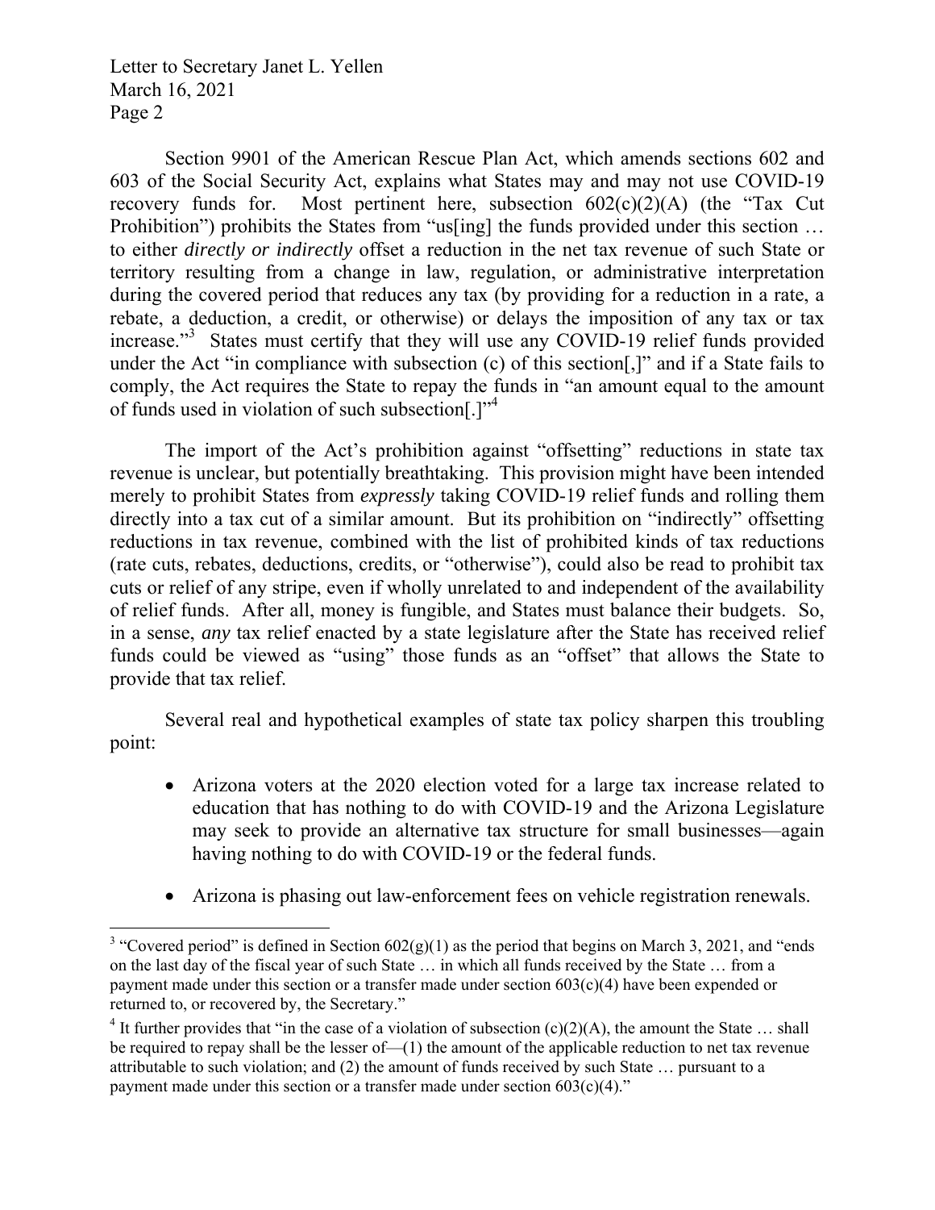Section 9901 of the American Rescue Plan Act, which amends sections 602 and 603 of the Social Security Act, explains what States may and may not use COVID-19 recovery funds for. Most pertinent here, subsection 602(c)(2)(A) (the "Tax Cut Prohibition") prohibits the States from "us[ing] the funds provided under this section … to either *directly or indirectly* offset a reduction in the net tax revenue of such State or territory resulting from a change in law, regulation, or administrative interpretation during the covered period that reduces any tax (by providing for a reduction in a rate, a rebate, a deduction, a credit, or otherwise) or delays the imposition of any tax or tax increase."[3] States must certify that they will use any COVID-19 relief funds provided under the Act "in compliance with subsection (c) of this section[,]" and if a State fails to comply, the Act requires the State to repay the funds in "an amount equal to the amount of funds used in violation of such subsection[.]"[4]

The import of the Act's prohibition against "offsetting" reductions in state tax revenue is unclear, but potentially breathtaking. This provision might have been intended merely to prohibit States from *expressly* taking COVID-19 relief funds and rolling them directly into a tax cut of a similar amount. But its prohibition on "indirectly" offsetting reductions in tax revenue, combined with the list of prohibited kinds of tax reductions (rate cuts, rebates, deductions, credits, or "otherwise"), could also be read to prohibit tax cuts or relief of any stripe, even if wholly unrelated to and independent of the availability of relief funds. After all, money is fungible, and States must balance their budgets. So, in a sense, *any* tax relief enacted by a state legislature after the State has received relief funds could be viewed as "using" those funds as an "offset" that allows the State to provide that tax relief.

Several real and hypothetical examples of state tax policy sharpen this troubling point:

- Arizona voters at the 2020 election voted for a large tax increase related to education that has nothing to do with COVID-19 and the Arizona Legislature may seek to provide an alternative tax structure for small businesses—again having nothing to do with COVID-19 or the federal funds.
- Arizona is phasing out law-enforcement fees on vehicle registration renewals.

[3] "Covered period" is defined in Section 602(g)(1) as the period that begins on March 3, 2021, and "ends on the last day of the fiscal year of such State … in which all funds received by the State … from a payment made under this section or a transfer made under section 603(c)(4) have been expended or returned to, or recovered by, the Secretary."

[4] It further provides that "in the case of a violation of subsection (c)(2)(A), the amount the State … shall be required to repay shall be the lesser of—(1) the amount of the applicable reduction to net tax revenue attributable to such violation; and (2) the amount of funds received by such State … pursuant to a payment made under this section or a transfer made under section 603(c)(4)."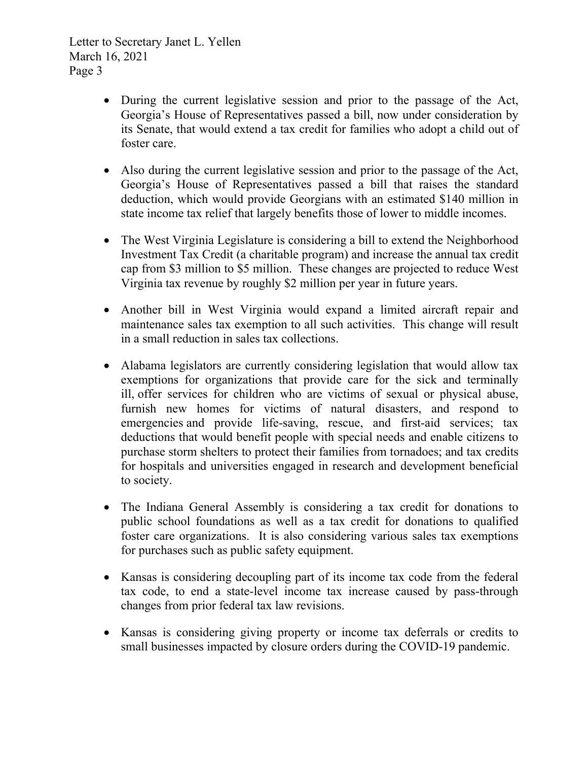- During the current legislative session and prior to the passage of the Act, Georgia's House of Representatives passed a bill, now under consideration by its Senate, that would extend a tax credit for families who adopt a child out of foster care.

- Also during the current legislative session and prior to the passage of the Act, Georgia's House of Representatives passed a bill that raises the standard deduction, which would provide Georgians with an estimated $140 million in state income tax relief that largely benefits those of lower to middle incomes.

- The West Virginia Legislature is considering a bill to extend the Neighborhood Investment Tax Credit (a charitable program) and increase the annual tax credit cap from $3 million to $5 million. These changes are projected to reduce West Virginia tax revenue by roughly $2 million per year in future years.

- Another bill in West Virginia would expand a limited aircraft repair and maintenance sales tax exemption to all such activities. This change will result in a small reduction in sales tax collections.

- Alabama legislators are currently considering legislation that would allow tax exemptions for organizations that provide care for the sick and terminally ill, offer services for children who are victims of sexual or physical abuse, furnish new homes for victims of natural disasters, and respond to emergencies and provide life-saving, rescue, and first-aid services; tax deductions that would benefit people with special needs and enable citizens to purchase storm shelters to protect their families from tornadoes; and tax credits for hospitals and universities engaged in research and development beneficial to society.

- The Indiana General Assembly is considering a tax credit for donations to public school foundations as well as a tax credit for donations to qualified foster care organizations. It is also considering various sales tax exemptions for purchases such as public safety equipment.

- Kansas is considering decoupling part of its income tax code from the federal tax code, to end a state-level income tax increase caused by pass-through changes from prior federal tax law revisions.

- Kansas is considering giving property or income tax deferrals or credits to small businesses impacted by closure orders during the COVID-19 pandemic.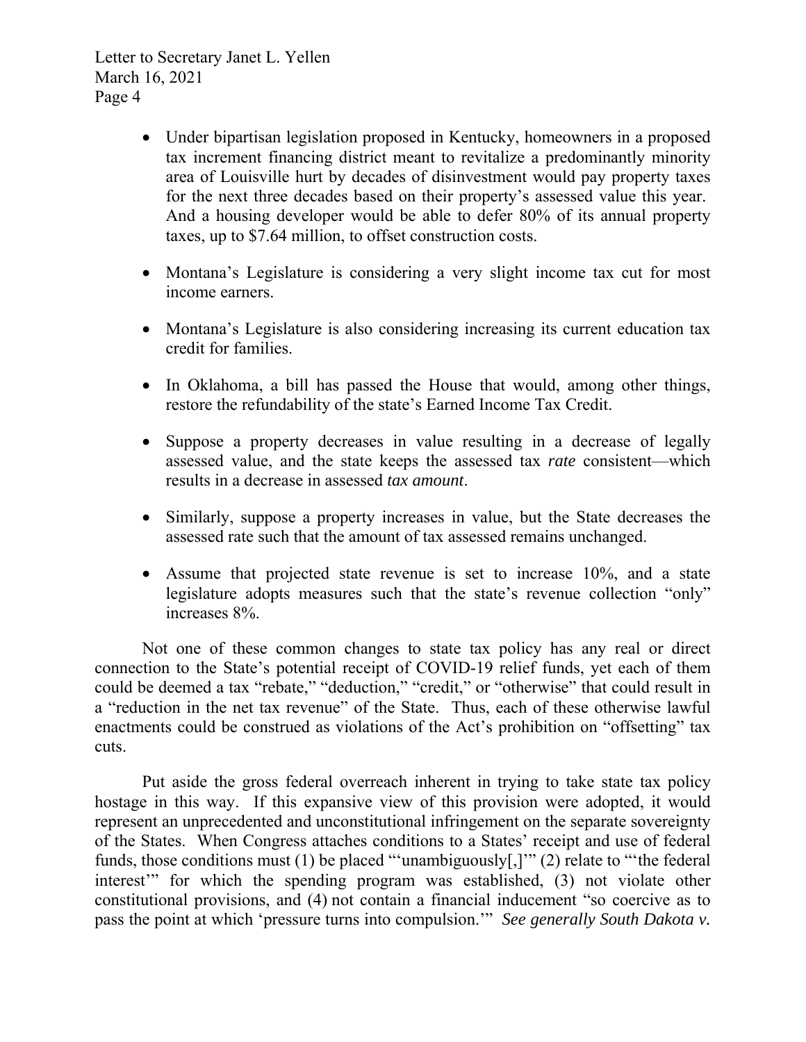- Under bipartisan legislation proposed in Kentucky, homeowners in a proposed tax increment financing district meant to revitalize a predominantly minority area of Louisville hurt by decades of disinvestment would pay property taxes for the next three decades based on their property's assessed value this year. And a housing developer would be able to defer 80% of its annual property taxes, up to $7.64 million, to offset construction costs.

- Montana's Legislature is considering a very slight income tax cut for most income earners.

- Montana's Legislature is also considering increasing its current education tax credit for families.

- In Oklahoma, a bill has passed the House that would, among other things, restore the refundability of the state's Earned Income Tax Credit.

- Suppose a property decreases in value resulting in a decrease of legally assessed value, and the state keeps the assessed tax *rate* consistent—which results in a decrease in assessed *tax amount*.

- Similarly, suppose a property increases in value, but the State decreases the assessed rate such that the amount of tax assessed remains unchanged.

- Assume that projected state revenue is set to increase 10%, and a state legislature adopts measures such that the state's revenue collection "only" increases 8%.

Not one of these common changes to state tax policy has any real or direct connection to the State's potential receipt of COVID-19 relief funds, yet each of them could be deemed a tax "rebate," "deduction," "credit," or "otherwise" that could result in a "reduction in the net tax revenue" of the State. Thus, each of these otherwise lawful enactments could be construed as violations of the Act's prohibition on "offsetting" tax cuts.

Put aside the gross federal overreach inherent in trying to take state tax policy hostage in this way. If this expansive view of this provision were adopted, it would represent an unprecedented and unconstitutional infringement on the separate sovereignty of the States. When Congress attaches conditions to a States' receipt and use of federal funds, those conditions must (1) be placed "'unambiguously[,]'" (2) relate to "'the federal interest'" for which the spending program was established, (3) not violate other constitutional provisions, and (4) not contain a financial inducement "so coercive as to pass the point at which 'pressure turns into compulsion.'" *See generally South Dakota v.*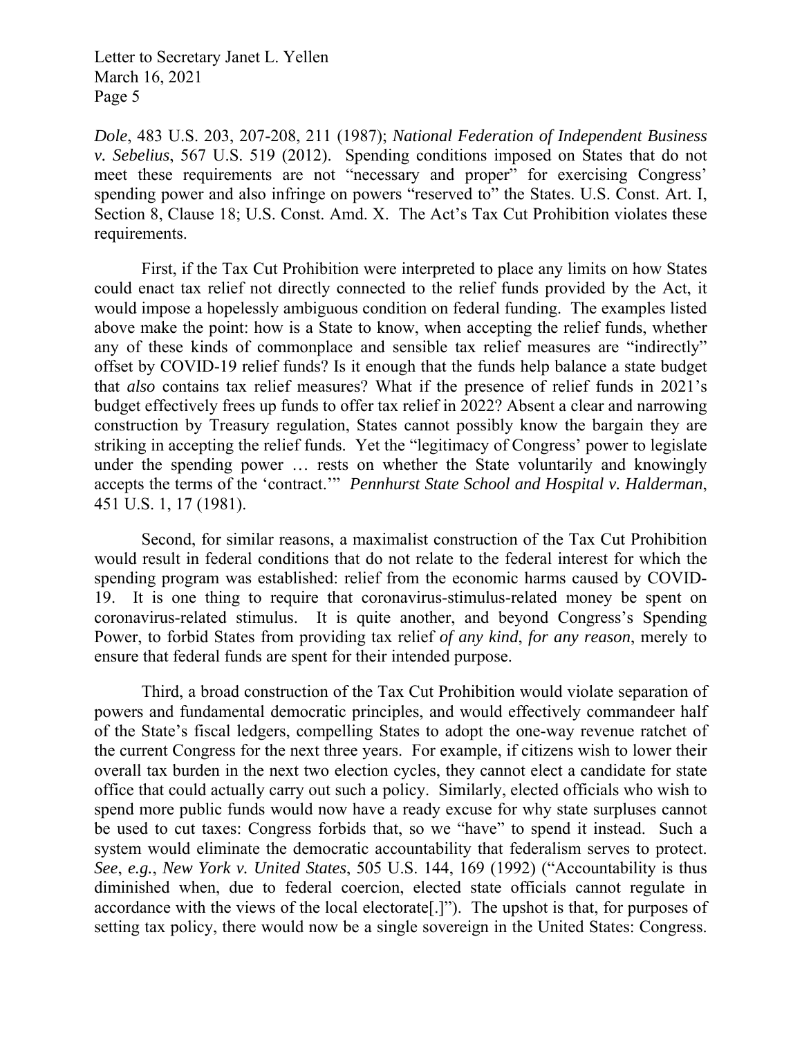*Dole*, 483 U.S. 203, 207-208, 211 (1987); *National Federation of Independent Business v. Sebelius*, 567 U.S. 519 (2012). Spending conditions imposed on States that do not meet these requirements are not "necessary and proper" for exercising Congress' spending power and also infringe on powers "reserved to" the States. U.S. Const. Art. I, Section 8, Clause 18; U.S. Const. Amd. X. The Act's Tax Cut Prohibition violates these requirements.

First, if the Tax Cut Prohibition were interpreted to place any limits on how States could enact tax relief not directly connected to the relief funds provided by the Act, it would impose a hopelessly ambiguous condition on federal funding. The examples listed above make the point: how is a State to know, when accepting the relief funds, whether any of these kinds of commonplace and sensible tax relief measures are "indirectly" offset by COVID-19 relief funds? Is it enough that the funds help balance a state budget that *also* contains tax relief measures? What if the presence of relief funds in 2021's budget effectively frees up funds to offer tax relief in 2022? Absent a clear and narrowing construction by Treasury regulation, States cannot possibly know the bargain they are striking in accepting the relief funds. Yet the "legitimacy of Congress' power to legislate under the spending power … rests on whether the State voluntarily and knowingly accepts the terms of the 'contract.'" *Pennhurst State School and Hospital v. Halderman*, 451 U.S. 1, 17 (1981).

Second, for similar reasons, a maximalist construction of the Tax Cut Prohibition would result in federal conditions that do not relate to the federal interest for which the spending program was established: relief from the economic harms caused by COVID-19. It is one thing to require that coronavirus-stimulus-related money be spent on coronavirus-related stimulus. It is quite another, and beyond Congress's Spending Power, to forbid States from providing tax relief *of any kind*, *for any reason*, merely to ensure that federal funds are spent for their intended purpose.

Third, a broad construction of the Tax Cut Prohibition would violate separation of powers and fundamental democratic principles, and would effectively commandeer half of the State's fiscal ledgers, compelling States to adopt the one-way revenue ratchet of the current Congress for the next three years. For example, if citizens wish to lower their overall tax burden in the next two election cycles, they cannot elect a candidate for state office that could actually carry out such a policy. Similarly, elected officials who wish to spend more public funds would now have a ready excuse for why state surpluses cannot be used to cut taxes: Congress forbids that, so we "have" to spend it instead. Such a system would eliminate the democratic accountability that federalism serves to protect. *See*, *e.g.*, *New York v. United States*, 505 U.S. 144, 169 (1992) ("Accountability is thus diminished when, due to federal coercion, elected state officials cannot regulate in accordance with the views of the local electorate[.]"). The upshot is that, for purposes of setting tax policy, there would now be a single sovereign in the United States: Congress.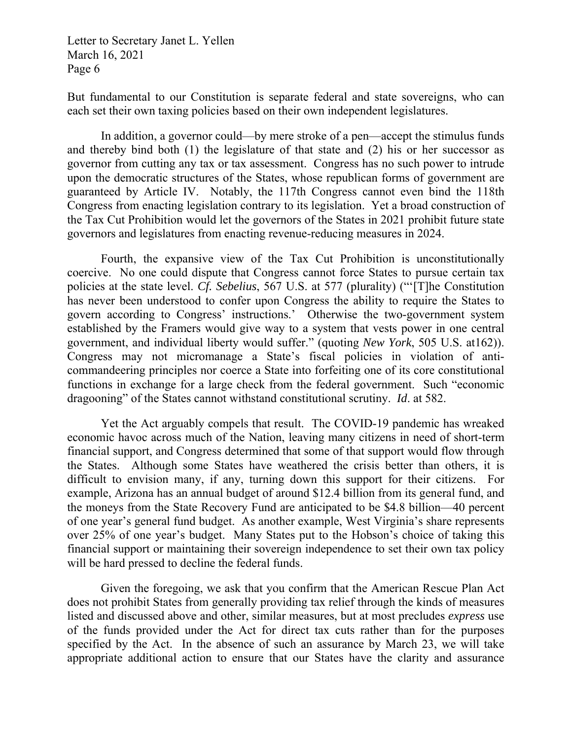But fundamental to our Constitution is separate federal and state sovereigns, who can each set their own taxing policies based on their own independent legislatures.

In addition, a governor could—by mere stroke of a pen—accept the stimulus funds and thereby bind both (1) the legislature of that state and (2) his or her successor as governor from cutting any tax or tax assessment. Congress has no such power to intrude upon the democratic structures of the States, whose republican forms of government are guaranteed by Article IV. Notably, the 117th Congress cannot even bind the 118th Congress from enacting legislation contrary to its legislation. Yet a broad construction of the Tax Cut Prohibition would let the governors of the States in 2021 prohibit future state governors and legislatures from enacting revenue-reducing measures in 2024.

Fourth, the expansive view of the Tax Cut Prohibition is unconstitutionally coercive. No one could dispute that Congress cannot force States to pursue certain tax policies at the state level. *Cf. Sebelius*, 567 U.S. at 577 (plurality) ("'[T]he Constitution has never been understood to confer upon Congress the ability to require the States to govern according to Congress' instructions.' Otherwise the two-government system established by the Framers would give way to a system that vests power in one central government, and individual liberty would suffer." (quoting *New York*, 505 U.S. at162)). Congress may not micromanage a State's fiscal policies in violation of anti-commandeering principles nor coerce a State into forfeiting one of its core constitutional functions in exchange for a large check from the federal government. Such "economic dragooning" of the States cannot withstand constitutional scrutiny. *Id*. at 582.

Yet the Act arguably compels that result. The COVID-19 pandemic has wreaked economic havoc across much of the Nation, leaving many citizens in need of short-term financial support, and Congress determined that some of that support would flow through the States. Although some States have weathered the crisis better than others, it is difficult to envision many, if any, turning down this support for their citizens. For example, Arizona has an annual budget of around \$12.4 billion from its general fund, and the moneys from the State Recovery Fund are anticipated to be \$4.8 billion—40 percent of one year's general fund budget. As another example, West Virginia's share represents over 25% of one year's budget. Many States put to the Hobson's choice of taking this financial support or maintaining their sovereign independence to set their own tax policy will be hard pressed to decline the federal funds.

Given the foregoing, we ask that you confirm that the American Rescue Plan Act does not prohibit States from generally providing tax relief through the kinds of measures listed and discussed above and other, similar measures, but at most precludes *express* use of the funds provided under the Act for direct tax cuts rather than for the purposes specified by the Act. In the absence of such an assurance by March 23, we will take appropriate additional action to ensure that our States have the clarity and assurance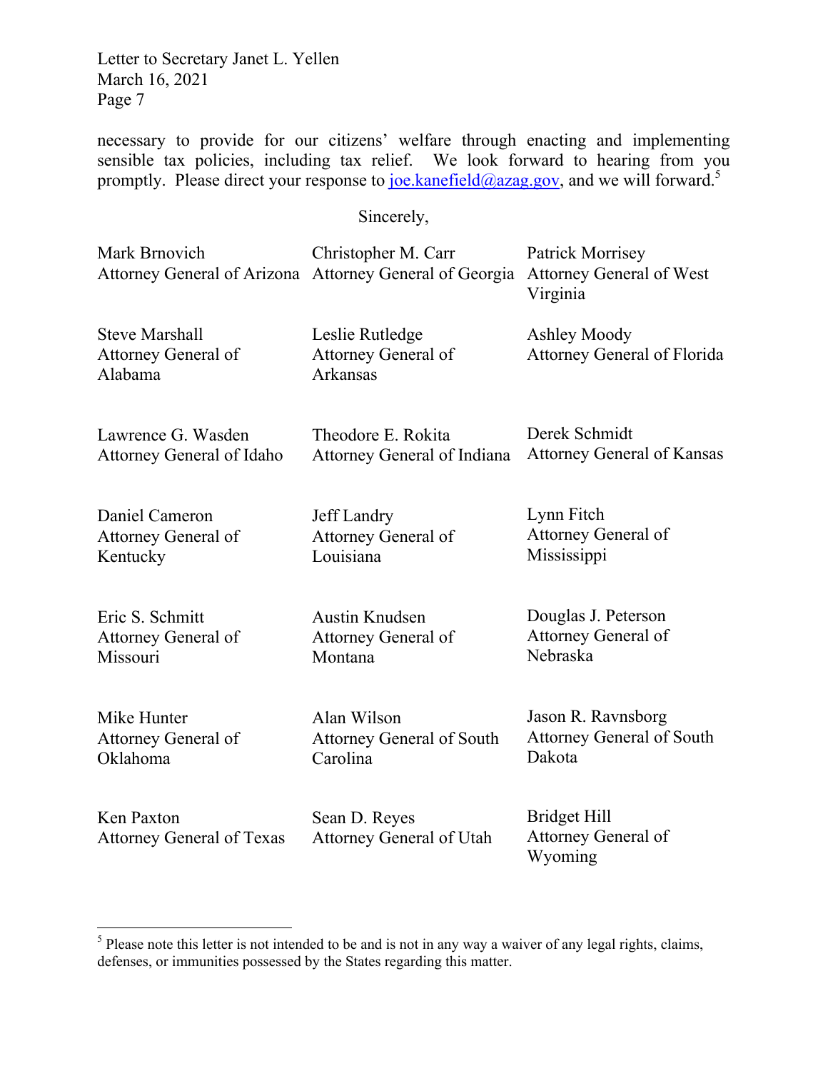necessary to provide for our citizens' welfare through enacting and implementing sensible tax policies, including tax relief. We look forward to hearing from you promptly. Please direct your response to joe.kanefield@azag.gov, and we will forward.[5]

Sincerely,

Mark Brnovich
Attorney General of Arizona

Christopher M. Carr
Attorney General of Georgia

Patrick Morrisey
Attorney General of West Virginia

Steve Marshall
Attorney General of Alabama

Leslie Rutledge
Attorney General of Arkansas

Ashley Moody
Attorney General of Florida

Lawrence G. Wasden
Attorney General of Idaho

Theodore E. Rokita
Attorney General of Indiana

Derek Schmidt
Attorney General of Kansas

Daniel Cameron
Attorney General of Kentucky

Jeff Landry
Attorney General of Louisiana

Lynn Fitch
Attorney General of Mississippi

Eric S. Schmitt
Attorney General of Missouri

Austin Knudsen
Attorney General of Montana

Douglas J. Peterson
Attorney General of Nebraska

Mike Hunter
Attorney General of Oklahoma

Alan Wilson
Attorney General of South Carolina

Jason R. Ravnsborg
Attorney General of South Dakota

Ken Paxton
Attorney General of Texas

Sean D. Reyes
Attorney General of Utah

Bridget Hill
Attorney General of Wyoming

---

[5] Please note this letter is not intended to be and is not in any way a waiver of any legal rights, claims, defenses, or immunities possessed by the States regarding this matter.